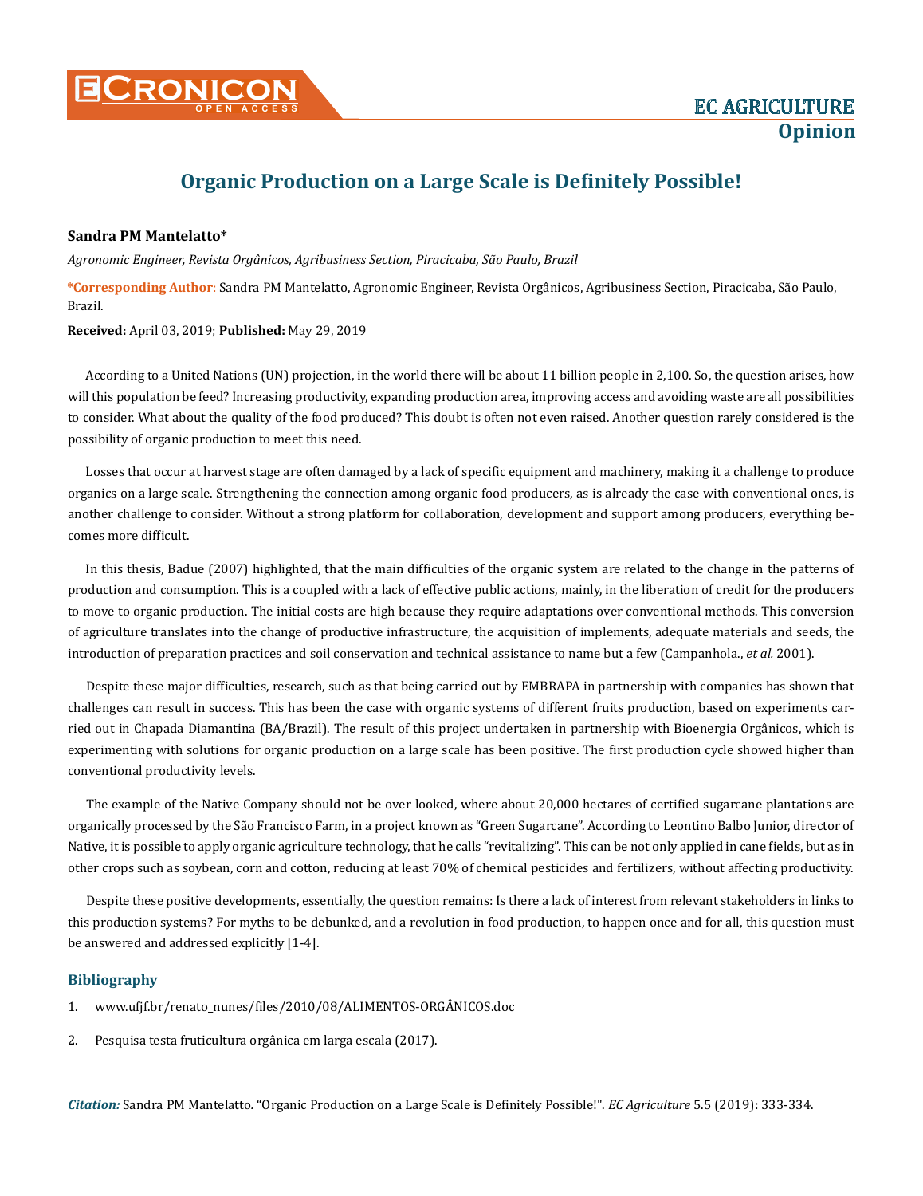# Organic Production on a Large Scale is Definitely Possible!

**Sandra PM Mantelatto***

*Agronomic Engineer, Revista Orgânicos, Agribusiness Section, Piracicaba, São Paulo, Brazil*

***Corresponding Author**: Sandra PM Mantelatto, Agronomic Engineer, Revista Orgânicos, Agribusiness Section, Piracicaba, São Paulo, Brazil.

**Received:** April 03, 2019; **Published:** May 29, 2019

According to a United Nations (UN) projection, in the world there will be about 11 billion people in 2,100. So, the question arises, how will this population be feed? Increasing productivity, expanding production area, improving access and avoiding waste are all possibilities to consider. What about the quality of the food produced? This doubt is often not even raised. Another question rarely considered is the possibility of organic production to meet this need.

Losses that occur at harvest stage are often damaged by a lack of specific equipment and machinery, making it a challenge to produce organics on a large scale. Strengthening the connection among organic food producers, as is already the case with conventional ones, is another challenge to consider. Without a strong platform for collaboration, development and support among producers, everything becomes more difficult.

In this thesis, Badue (2007) highlighted, that the main difficulties of the organic system are related to the change in the patterns of production and consumption. This is a coupled with a lack of effective public actions, mainly, in the liberation of credit for the producers to move to organic production. The initial costs are high because they require adaptations over conventional methods. This conversion of agriculture translates into the change of productive infrastructure, the acquisition of implements, adequate materials and seeds, the introduction of preparation practices and soil conservation and technical assistance to name but a few (Campanhola., *et al.* 2001).

Despite these major difficulties, research, such as that being carried out by EMBRAPA in partnership with companies has shown that challenges can result in success. This has been the case with organic systems of different fruits production, based on experiments carried out in Chapada Diamantina (BA/Brazil). The result of this project undertaken in partnership with Bioenergia Orgânicos, which is experimenting with solutions for organic production on a large scale has been positive. The first production cycle showed higher than conventional productivity levels.

The example of the Native Company should not be over looked, where about 20,000 hectares of certified sugarcane plantations are organically processed by the São Francisco Farm, in a project known as "Green Sugarcane". According to Leontino Balbo Junior, director of Native, it is possible to apply organic agriculture technology, that he calls "revitalizing". This can be not only applied in cane fields, but as in other crops such as soybean, corn and cotton, reducing at least 70% of chemical pesticides and fertilizers, without affecting productivity.

Despite these positive developments, essentially, the question remains: Is there a lack of interest from relevant stakeholders in links to this production systems? For myths to be debunked, and a revolution in food production, to happen once and for all, this question must be answered and addressed explicitly [1-4].

## Bibliography

1. www.ufjf.br/renato_nunes/files/2010/08/ALIMENTOS-ORGÂNICOS.doc
2. Pesquisa testa fruticultura orgânica em larga escala (2017).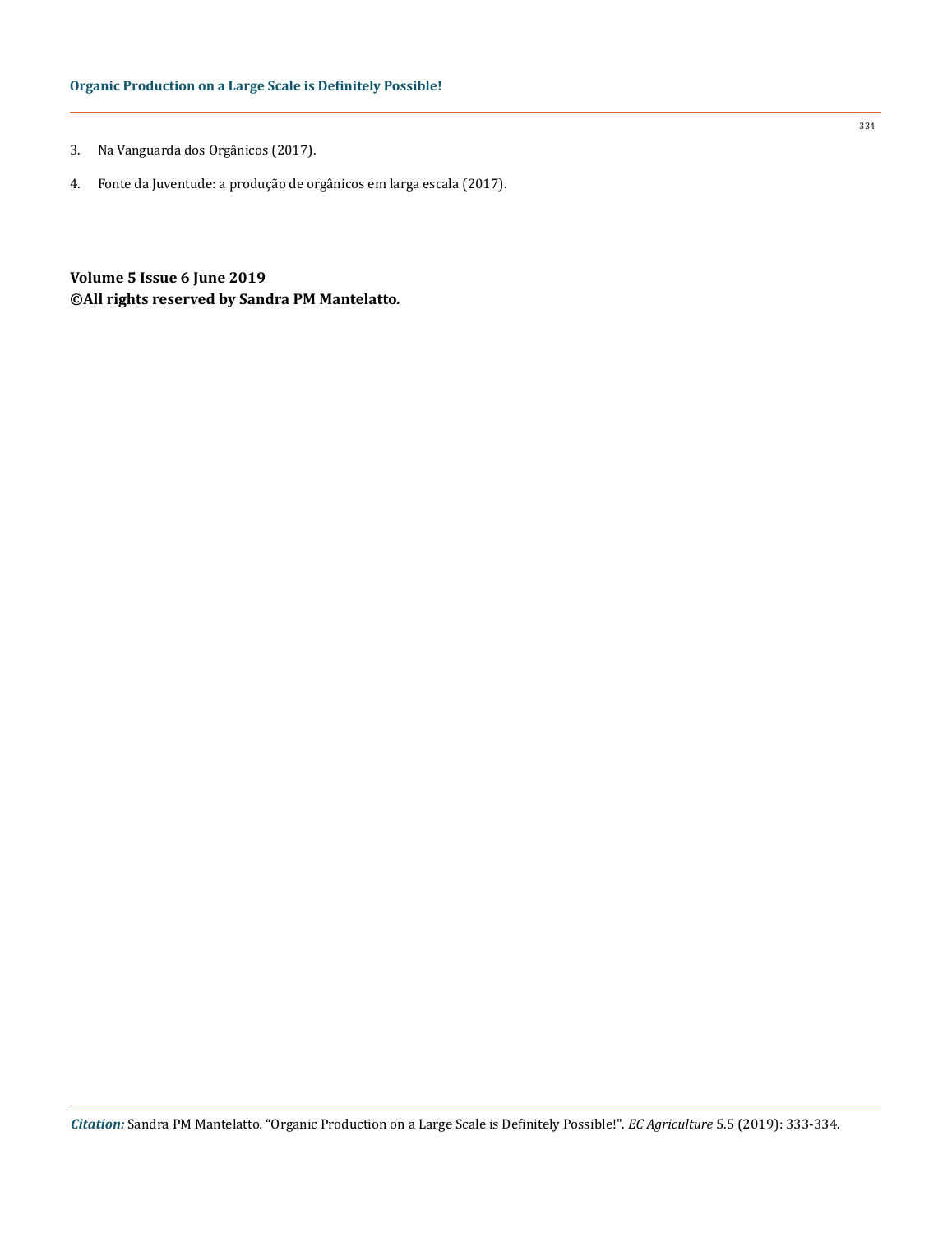3. Na Vanguarda dos Orgânicos (2017).

4. Fonte da Juventude: a produção de orgânicos em larga escala (2017).

**Volume 5 Issue 6 June 2019**
**©All rights reserved by Sandra PM Mantelatto.**